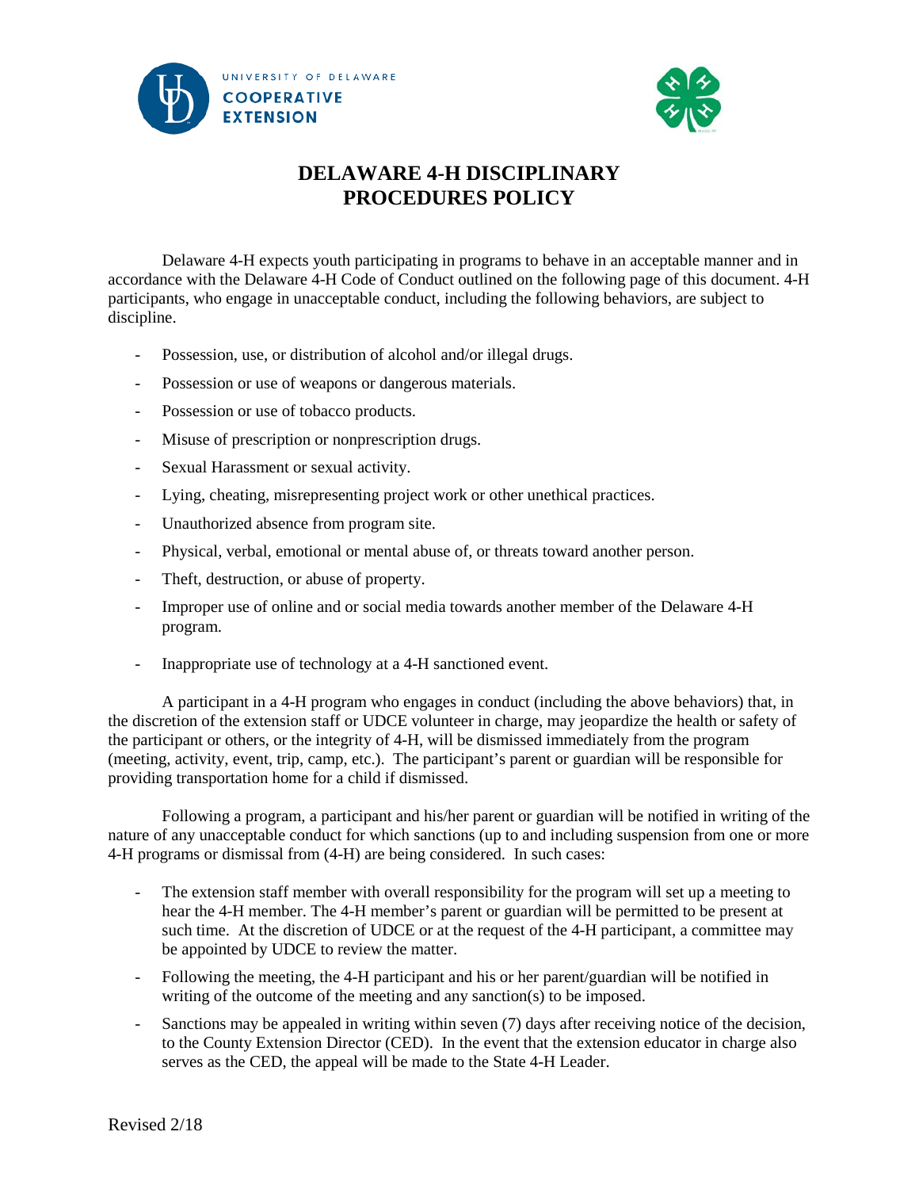# DELAWARE 4-H DISCIPLINARY PROCEDURES POLICY

Delaware 4-H expects youth participating in programs to behave in an acceptable manner and in accordance with the Delaware 4-H Code of Conduct outlined on the following page of this document. 4-H participants, who engage in unacceptable conduct, including the following behaviors, are subject to discipline.

- Possession, use, or distribution of alcohol and/or illegal drugs.
- Possession or use of weapons or dangerous materials.
- Possession or use of tobacco products.
- Misuse of prescription or nonprescription drugs.
- Sexual Harassment or sexual activity.
- Lying, cheating, misrepresenting project work or other unethical practices.
- Unauthorized absence from program site.
- Physical, verbal, emotional or mental abuse of, or threats toward another person.
- Theft, destruction, or abuse of property.
- Improper use of online and or social media towards another member of the Delaware 4-H program.
- Inappropriate use of technology at a 4-H sanctioned event.

A participant in a 4-H program who engages in conduct (including the above behaviors) that, in the discretion of the extension staff or UDCE volunteer in charge, may jeopardize the health or safety of the participant or others, or the integrity of 4-H, will be dismissed immediately from the program (meeting, activity, event, trip, camp, etc.). The participant's parent or guardian will be responsible for providing transportation home for a child if dismissed.

Following a program, a participant and his/her parent or guardian will be notified in writing of the nature of any unacceptable conduct for which sanctions (up to and including suspension from one or more 4-H programs or dismissal from (4-H) are being considered. In such cases:

- The extension staff member with overall responsibility for the program will set up a meeting to hear the 4-H member. The 4-H member's parent or guardian will be permitted to be present at such time. At the discretion of UDCE or at the request of the 4-H participant, a committee may be appointed by UDCE to review the matter.
- Following the meeting, the 4-H participant and his or her parent/guardian will be notified in writing of the outcome of the meeting and any sanction(s) to be imposed.
- Sanctions may be appealed in writing within seven (7) days after receiving notice of the decision, to the County Extension Director (CED). In the event that the extension educator in charge also serves as the CED, the appeal will be made to the State 4-H Leader.

Revised 2/18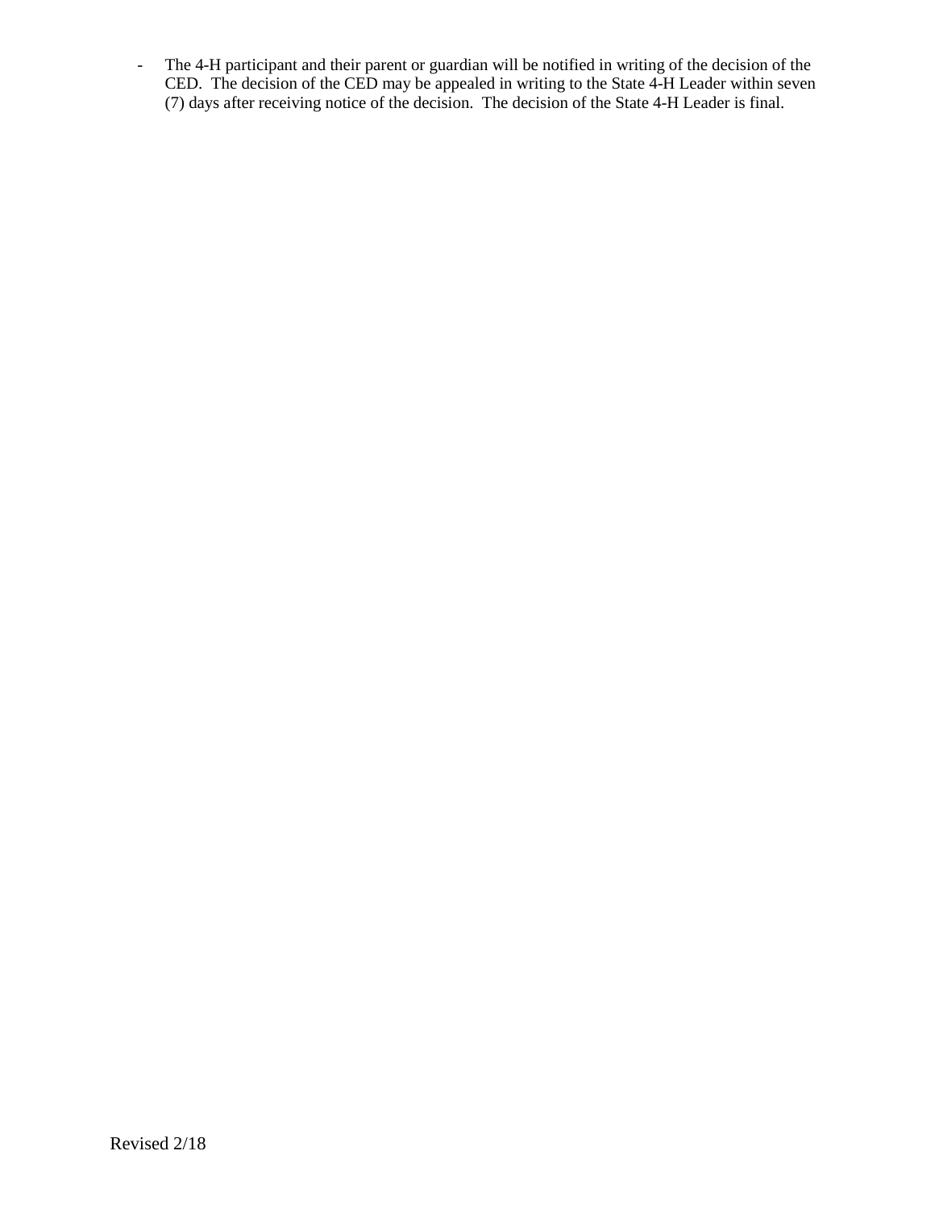- The 4-H participant and their parent or guardian will be notified in writing of the decision of the CED. The decision of the CED may be appealed in writing to the State 4-H Leader within seven (7) days after receiving notice of the decision. The decision of the State 4-H Leader is final.

Revised 2/18